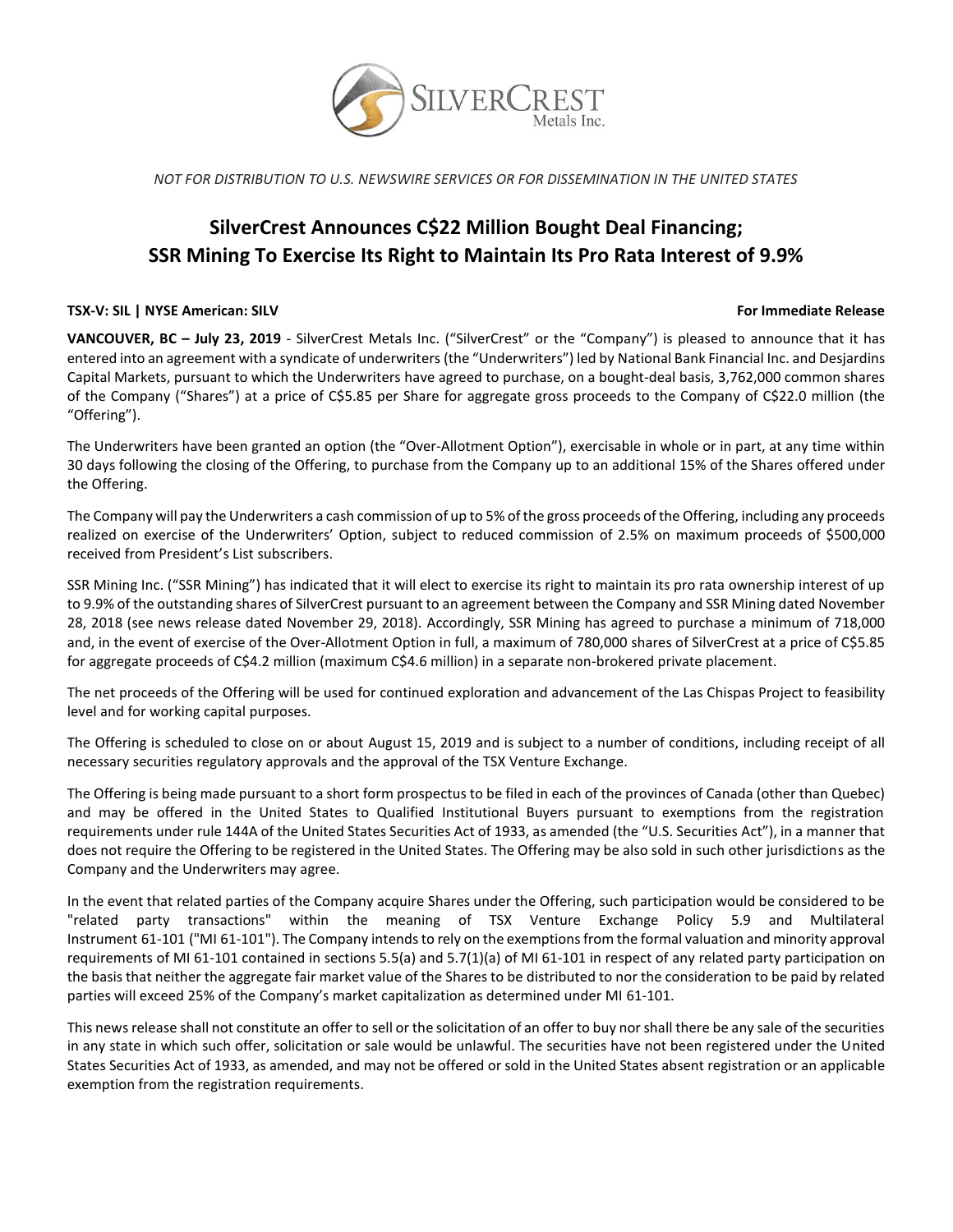*NOT FOR DISTRIBUTION TO U.S. NEWSWIRE SERVICES OR FOR DISSEMINATION IN THE UNITED STATES*

# SilverCrest Announces C$22 Million Bought Deal Financing; SSR Mining To Exercise Its Right to Maintain Its Pro Rata Interest of 9.9%

**TSX-V: SIL | NYSE American: SILV** **For Immediate Release**

**VANCOUVER, BC – July 23, 2019** - SilverCrest Metals Inc. ("SilverCrest" or the "Company") is pleased to announce that it has entered into an agreement with a syndicate of underwriters (the "Underwriters") led by National Bank Financial Inc. and Desjardins Capital Markets, pursuant to which the Underwriters have agreed to purchase, on a bought-deal basis, 3,762,000 common shares of the Company ("Shares") at a price of C$5.85 per Share for aggregate gross proceeds to the Company of C$22.0 million (the "Offering").

The Underwriters have been granted an option (the "Over-Allotment Option"), exercisable in whole or in part, at any time within 30 days following the closing of the Offering, to purchase from the Company up to an additional 15% of the Shares offered under the Offering.

The Company will pay the Underwriters a cash commission of up to 5% of the gross proceeds of the Offering, including any proceeds realized on exercise of the Underwriters' Option, subject to reduced commission of 2.5% on maximum proceeds of $500,000 received from President's List subscribers.

SSR Mining Inc. ("SSR Mining") has indicated that it will elect to exercise its right to maintain its pro rata ownership interest of up to 9.9% of the outstanding shares of SilverCrest pursuant to an agreement between the Company and SSR Mining dated November 28, 2018 (see news release dated November 29, 2018). Accordingly, SSR Mining has agreed to purchase a minimum of 718,000 and, in the event of exercise of the Over-Allotment Option in full, a maximum of 780,000 shares of SilverCrest at a price of C$5.85 for aggregate proceeds of C$4.2 million (maximum C$4.6 million) in a separate non-brokered private placement.

The net proceeds of the Offering will be used for continued exploration and advancement of the Las Chispas Project to feasibility level and for working capital purposes.

The Offering is scheduled to close on or about August 15, 2019 and is subject to a number of conditions, including receipt of all necessary securities regulatory approvals and the approval of the TSX Venture Exchange.

The Offering is being made pursuant to a short form prospectus to be filed in each of the provinces of Canada (other than Quebec) and may be offered in the United States to Qualified Institutional Buyers pursuant to exemptions from the registration requirements under rule 144A of the United States Securities Act of 1933, as amended (the "U.S. Securities Act"), in a manner that does not require the Offering to be registered in the United States. The Offering may be also sold in such other jurisdictions as the Company and the Underwriters may agree.

In the event that related parties of the Company acquire Shares under the Offering, such participation would be considered to be "related party transactions" within the meaning of TSX Venture Exchange Policy 5.9 and Multilateral Instrument 61-101 ("MI 61-101"). The Company intends to rely on the exemptions from the formal valuation and minority approval requirements of MI 61-101 contained in sections 5.5(a) and 5.7(1)(a) of MI 61-101 in respect of any related party participation on the basis that neither the aggregate fair market value of the Shares to be distributed to nor the consideration to be paid by related parties will exceed 25% of the Company's market capitalization as determined under MI 61-101.

This news release shall not constitute an offer to sell or the solicitation of an offer to buy nor shall there be any sale of the securities in any state in which such offer, solicitation or sale would be unlawful. The securities have not been registered under the United States Securities Act of 1933, as amended, and may not be offered or sold in the United States absent registration or an applicable exemption from the registration requirements.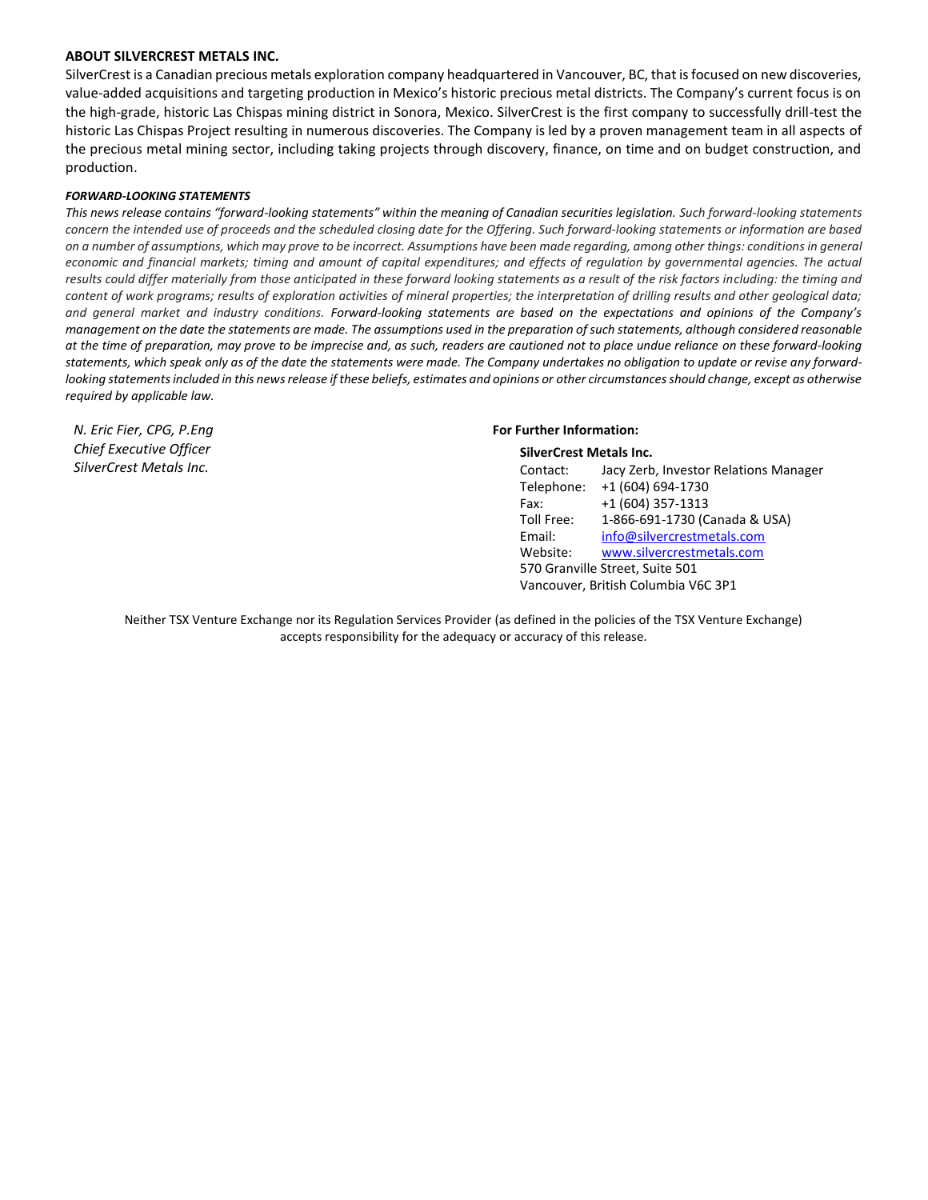**ABOUT SILVERCREST METALS INC.**

SilverCrest is a Canadian precious metals exploration company headquartered in Vancouver, BC, that is focused on new discoveries, value-added acquisitions and targeting production in Mexico's historic precious metal districts. The Company's current focus is on the high-grade, historic Las Chispas mining district in Sonora, Mexico. SilverCrest is the first company to successfully drill-test the historic Las Chispas Project resulting in numerous discoveries. The Company is led by a proven management team in all aspects of the precious metal mining sector, including taking projects through discovery, finance, on time and on budget construction, and production.

***FORWARD-LOOKING STATEMENTS***

*This news release contains "forward-looking statements" within the meaning of Canadian securities legislation. Such forward-looking statements concern the intended use of proceeds and the scheduled closing date for the Offering. Such forward-looking statements or information are based on a number of assumptions, which may prove to be incorrect. Assumptions have been made regarding, among other things: conditions in general economic and financial markets; timing and amount of capital expenditures; and effects of regulation by governmental agencies. The actual results could differ materially from those anticipated in these forward looking statements as a result of the risk factors including: the timing and content of work programs; results of exploration activities of mineral properties; the interpretation of drilling results and other geological data; and general market and industry conditions. Forward-looking statements are based on the expectations and opinions of the Company's management on the date the statements are made. The assumptions used in the preparation of such statements, although considered reasonable at the time of preparation, may prove to be imprecise and, as such, readers are cautioned not to place undue reliance on these forward-looking statements, which speak only as of the date the statements were made. The Company undertakes no obligation to update or revise any forward-looking statements included in this news release if these beliefs, estimates and opinions or other circumstances should change, except as otherwise required by applicable law.*

*N. Eric Fier, CPG, P.Eng*
*Chief Executive Officer*
*SilverCrest Metals Inc.*

**For Further Information:**

**SilverCrest Metals Inc.**

Contact: Jacy Zerb, Investor Relations Manager
Telephone: +1 (604) 694-1730
Fax: +1 (604) 357-1313
Toll Free: 1-866-691-1730 (Canada & USA)
Email: info@silvercrestmetals.com
Website: www.silvercrestmetals.com
570 Granville Street, Suite 501
Vancouver, British Columbia V6C 3P1

Neither TSX Venture Exchange nor its Regulation Services Provider (as defined in the policies of the TSX Venture Exchange) accepts responsibility for the adequacy or accuracy of this release.